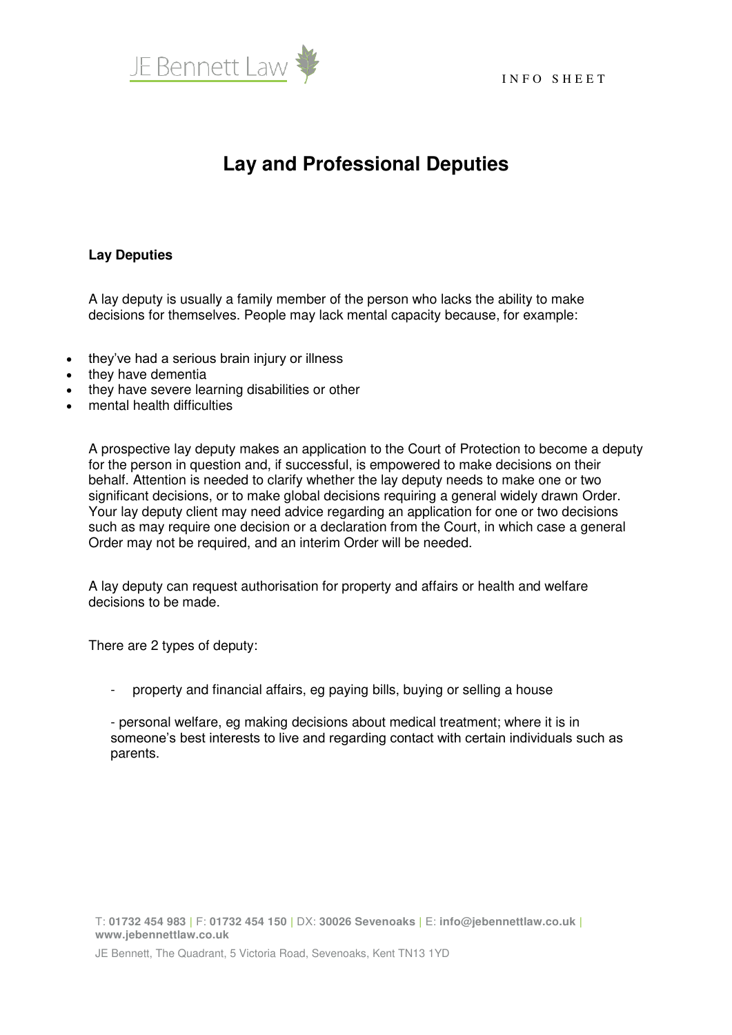# Lay and Professional Deputies

### Lay Deputies

A lay deputy is usually a family member of the person who lacks the ability to make decisions for themselves. People may lack mental capacity because, for example:

- they've had a serious brain injury or illness
- they have dementia
- they have severe learning disabilities or other
- mental health difficulties

A prospective lay deputy makes an application to the Court of Protection to become a deputy for the person in question and, if successful, is empowered to make decisions on their behalf. Attention is needed to clarify whether the lay deputy needs to make one or two significant decisions, or to make global decisions requiring a general widely drawn Order. Your lay deputy client may need advice regarding an application for one or two decisions such as may require one decision or a declaration from the Court, in which case a general Order may not be required, and an interim Order will be needed.

A lay deputy can request authorisation for property and affairs or health and welfare decisions to be made.

There are 2 types of deputy:

- property and financial affairs, eg paying bills, buying or selling a house

- personal welfare, eg making decisions about medical treatment; where it is in someone's best interests to live and regarding contact with certain individuals such as parents.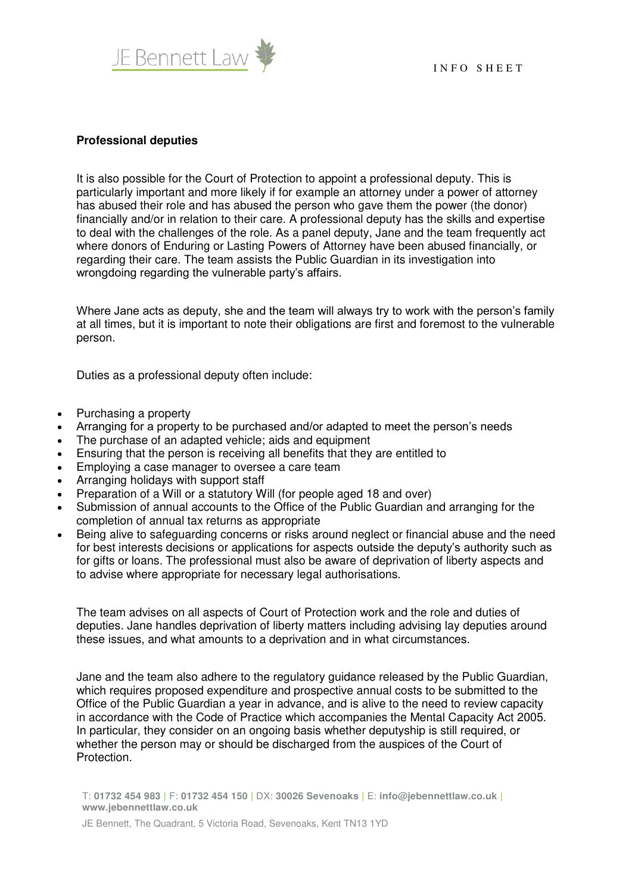## Professional deputies

It is also possible for the Court of Protection to appoint a professional deputy. This is particularly important and more likely if for example an attorney under a power of attorney has abused their role and has abused the person who gave them the power (the donor) financially and/or in relation to their care. A professional deputy has the skills and expertise to deal with the challenges of the role. As a panel deputy, Jane and the team frequently act where donors of Enduring or Lasting Powers of Attorney have been abused financially, or regarding their care. The team assists the Public Guardian in its investigation into wrongdoing regarding the vulnerable party's affairs.

Where Jane acts as deputy, she and the team will always try to work with the person's family at all times, but it is important to note their obligations are first and foremost to the vulnerable person.

Duties as a professional deputy often include:

- Purchasing a property
- Arranging for a property to be purchased and/or adapted to meet the person's needs
- The purchase of an adapted vehicle; aids and equipment
- Ensuring that the person is receiving all benefits that they are entitled to
- Employing a case manager to oversee a care team
- Arranging holidays with support staff
- Preparation of a Will or a statutory Will (for people aged 18 and over)
- Submission of annual accounts to the Office of the Public Guardian and arranging for the completion of annual tax returns as appropriate
- Being alive to safeguarding concerns or risks around neglect or financial abuse and the need for best interests decisions or applications for aspects outside the deputy's authority such as for gifts or loans. The professional must also be aware of deprivation of liberty aspects and to advise where appropriate for necessary legal authorisations.

The team advises on all aspects of Court of Protection work and the role and duties of deputies. Jane handles deprivation of liberty matters including advising lay deputies around these issues, and what amounts to a deprivation and in what circumstances.

Jane and the team also adhere to the regulatory guidance released by the Public Guardian, which requires proposed expenditure and prospective annual costs to be submitted to the Office of the Public Guardian a year in advance, and is alive to the need to review capacity in accordance with the Code of Practice which accompanies the Mental Capacity Act 2005. In particular, they consider on an ongoing basis whether deputyship is still required, or whether the person may or should be discharged from the auspices of the Court of Protection.